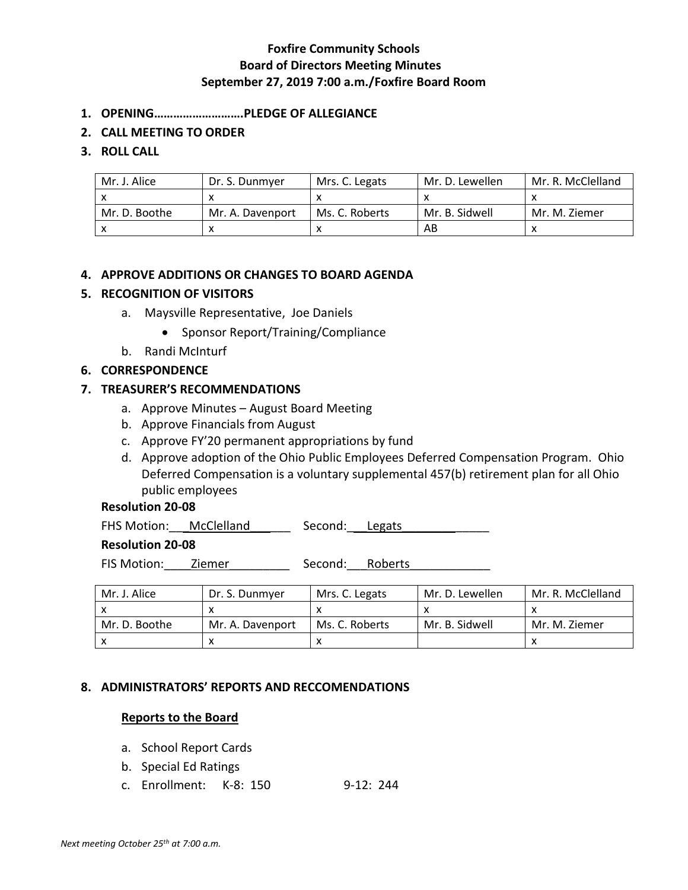**Foxfire Community Schools**
**Board of Directors Meeting Minutes**
**September 27, 2019 7:00 a.m./Foxfire Board Room**

1. **OPENING……………………….PLEDGE OF ALLEGIANCE**
2. **CALL MEETING TO ORDER**
3. **ROLL CALL**

| Mr. J. Alice | Dr. S. Dunmyer | Mrs. C. Legats | Mr. D. Lewellen | Mr. R. McClelland |
|---|---|---|---|---|
| x | x | x | x | x |
| Mr. D. Boothe | Mr. A. Davenport | Ms. C. Roberts | Mr. B. Sidwell | Mr. M. Ziemer |
| x | x | x | AB | x |

4. **APPROVE ADDITIONS OR CHANGES TO BOARD AGENDA**
5. **RECOGNITION OF VISITORS**
   a. Maysville Representative, Joe Daniels
      - Sponsor Report/Training/Compliance
   
   b. Randi McInturf
6. **CORRESPONDENCE**
7. **TREASURER'S RECOMMENDATIONS**
   a. Approve Minutes – August Board Meeting
   b. Approve Financials from August
   c. Approve FY'20 permanent appropriations by fund
   d. Approve adoption of the Ohio Public Employees Deferred Compensation Program. Ohio Deferred Compensation is a voluntary supplemental 457(b) retirement plan for all Ohio public employees

**Resolution 20-08**

FHS Motion: McClelland Second: Legats

**Resolution 20-08**

FIS Motion: Ziemer Second: Roberts

| Mr. J. Alice | Dr. S. Dunmyer | Mrs. C. Legats | Mr. D. Lewellen | Mr. R. McClelland |
|---|---|---|---|---|
| x | x | x | x | x |
| Mr. D. Boothe | Mr. A. Davenport | Ms. C. Roberts | Mr. B. Sidwell | Mr. M. Ziemer |
| x | x | x | | x |

8. **ADMINISTRATORS' REPORTS AND RECCOMENDATIONS**

**Reports to the Board**

a. School Report Cards
b. Special Ed Ratings
c. Enrollment: K-8: 150 9-12: 244

*Next meeting October 25th at 7:00 a.m.*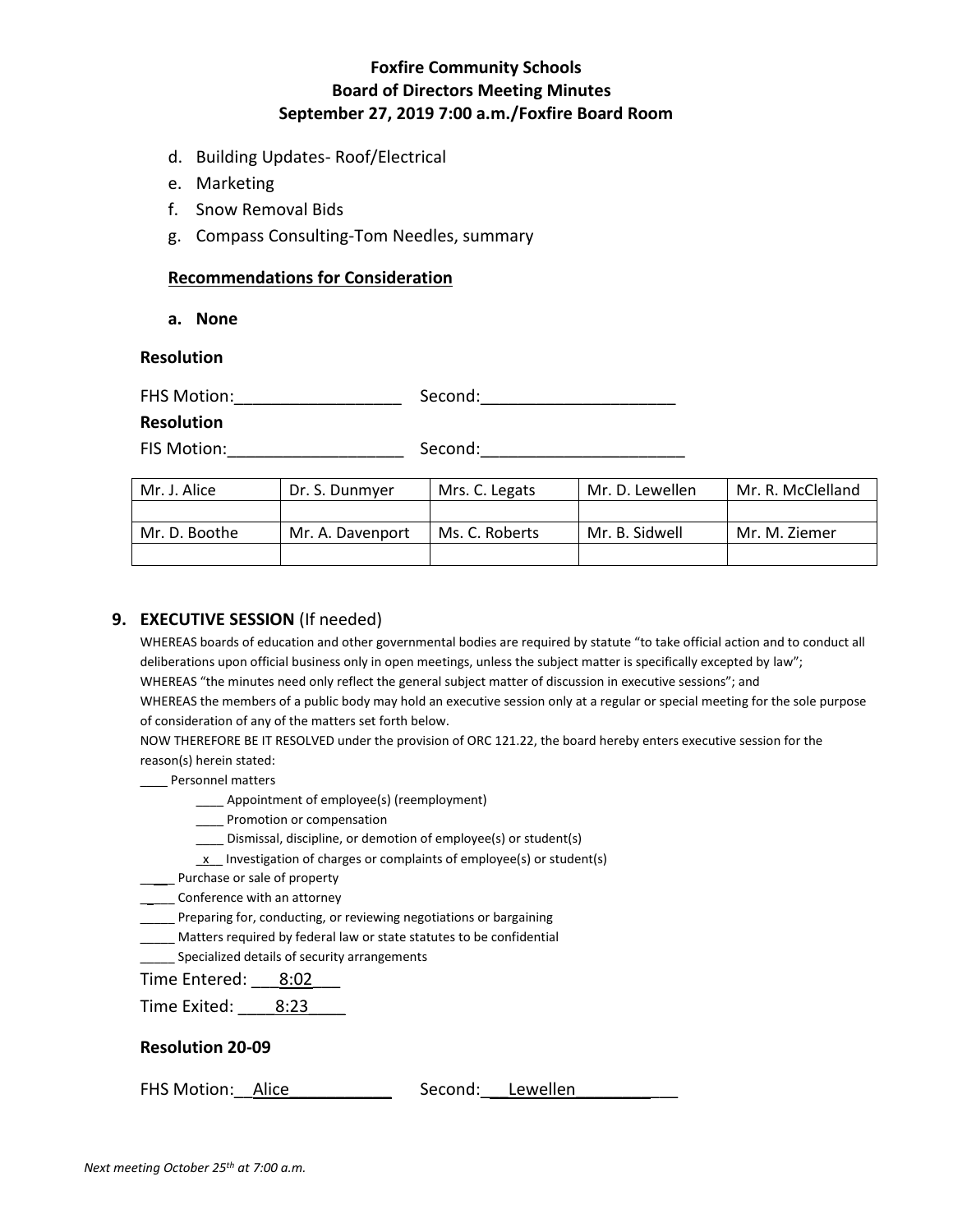**Foxfire Community Schools**
**Board of Directors Meeting Minutes**
**September 27, 2019 7:00 a.m./Foxfire Board Room**

d. Building Updates- Roof/Electrical
e. Marketing
f. Snow Removal Bids
g. Compass Consulting-Tom Needles, summary

**Recommendations for Consideration**

**a. None**

**Resolution**

FHS Motion:__________________ Second:_____________________

**Resolution**

FIS Motion:___________________ Second:______________________

| Mr. J. Alice | Dr. S. Dunmyer | Mrs. C. Legats | Mr. D. Lewellen | Mr. R. McClelland |
|---|---|---|---|---|
| | | | | |
| Mr. D. Boothe | Mr. A. Davenport | Ms. C. Roberts | Mr. B. Sidwell | Mr. M. Ziemer |
| | | | | |

## 9. EXECUTIVE SESSION (If needed)

WHEREAS boards of education and other governmental bodies are required by statute "to take official action and to conduct all deliberations upon official business only in open meetings, unless the subject matter is specifically excepted by law";
WHEREAS "the minutes need only reflect the general subject matter of discussion in executive sessions"; and
WHEREAS the members of a public body may hold an executive session only at a regular or special meeting for the sole purpose of consideration of any of the matters set forth below.
NOW THEREFORE BE IT RESOLVED under the provision of ORC 121.22, the board hereby enters executive session for the reason(s) herein stated:

____ Personnel matters
- ____ Appointment of employee(s) (reemployment)
- ____ Promotion or compensation
- ____ Dismissal, discipline, or demotion of employee(s) or student(s)
- _x__ Investigation of charges or complaints of employee(s) or student(s)

____ Purchase or sale of property
____ Conference with an attorney
_____ Preparing for, conducting, or reviewing negotiations or bargaining
_____ Matters required by federal law or state statutes to be confidential
_____ Specialized details of security arrangements

Time Entered: ___8:02___

Time Exited: ____8:23____

**Resolution 20-09**

FHS Motion:__Alice___________ Second:___Lewellen___________

*Next meeting October 25th at 7:00 a.m.*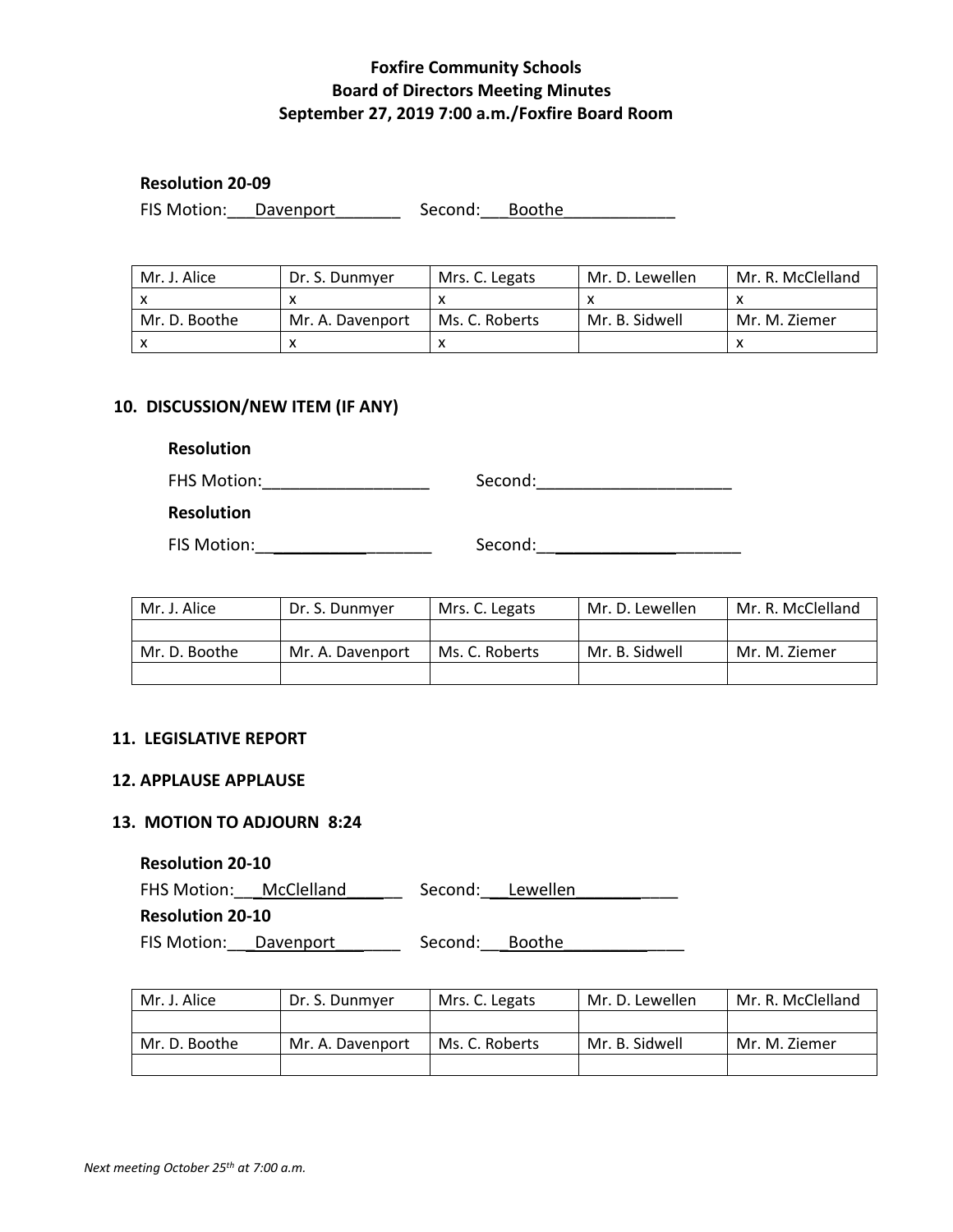**Foxfire Community Schools**
**Board of Directors Meeting Minutes**
**September 27, 2019 7:00 a.m./Foxfire Board Room**

**Resolution 20-09**

FIS Motion:\_\_\_Davenport\_\_\_\_\_\_\_ Second:\_\_\_Boothe\_\_\_\_\_\_\_\_\_\_\_\_

| | | | | |
|---|---|---|---|---|
| Mr. J. Alice | Dr. S. Dunmyer | Mrs. C. Legats | Mr. D. Lewellen | Mr. R. McClelland |
| x | x | x | x | x |
| Mr. D. Boothe | Mr. A. Davenport | Ms. C. Roberts | Mr. B. Sidwell | Mr. M. Ziemer |
| x | x | x | | x |

## 10. DISCUSSION/NEW ITEM (IF ANY)

**Resolution**

FHS Motion:\_\_\_\_\_\_\_\_\_\_\_\_\_\_\_\_\_\_ Second:\_\_\_\_\_\_\_\_\_\_\_\_\_\_\_\_\_\_\_\_\_

**Resolution**

FIS Motion:\_\_\_\_\_\_\_\_\_\_\_\_\_\_\_\_\_\_ Second:\_\_\_\_\_\_\_\_\_\_\_\_\_\_\_\_\_\_\_\_\_

| | | | | |
|---|---|---|---|---|
| Mr. J. Alice | Dr. S. Dunmyer | Mrs. C. Legats | Mr. D. Lewellen | Mr. R. McClelland |
| | | | | |
| Mr. D. Boothe | Mr. A. Davenport | Ms. C. Roberts | Mr. B. Sidwell | Mr. M. Ziemer |
| | | | | |

## 11. LEGISLATIVE REPORT

## 12. APPLAUSE APPLAUSE

## 13. MOTION TO ADJOURN 8:24

**Resolution 20-10**

FHS Motion:\_\_\_McClelland\_\_\_\_\_\_ Second:\_\_\_Lewellen\_\_\_\_\_\_\_\_\_\_\_

**Resolution 20-10**

FIS Motion:\_\_\_Davenport\_\_\_\_\_\_\_ Second:\_\_\_Boothe\_\_\_\_\_\_\_\_\_\_\_\_\_

| | | | | |
|---|---|---|---|---|
| Mr. J. Alice | Dr. S. Dunmyer | Mrs. C. Legats | Mr. D. Lewellen | Mr. R. McClelland |
| | | | | |
| Mr. D. Boothe | Mr. A. Davenport | Ms. C. Roberts | Mr. B. Sidwell | Mr. M. Ziemer |
| | | | | |

*Next meeting October 25th at 7:00 a.m.*